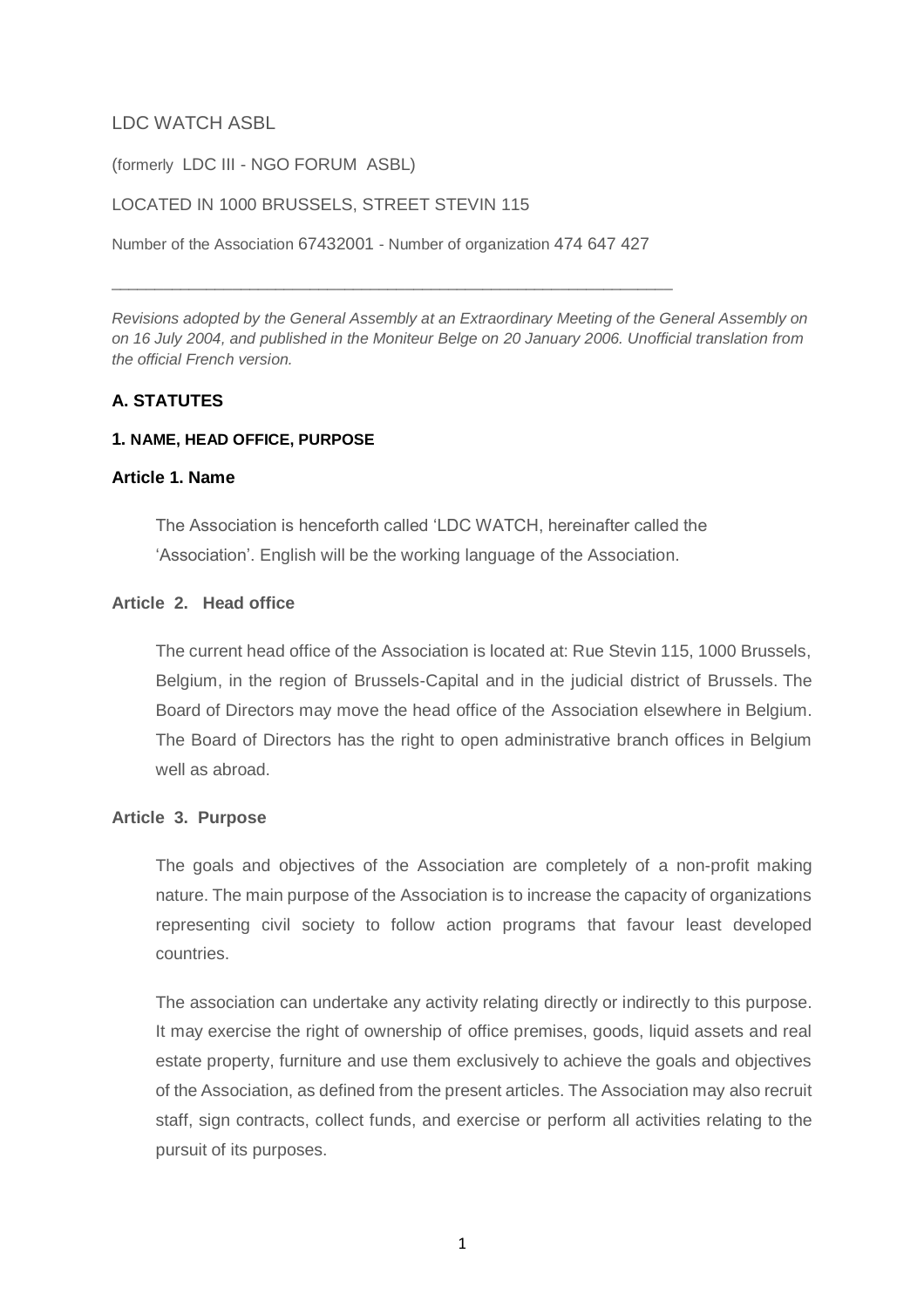LDC WATCH ASBL

(formerly LDC III - NGO FORUM ASBL)

LOCATED IN 1000 BRUSSELS, STREET STEVIN 115

Number of the Association 67432001 - Number of organization 474 647 427

---

*Revisions adopted by the General Assembly at an Extraordinary Meeting of the General Assembly on on 16 July 2004, and published in the Moniteur Belge on 20 January 2006. Unofficial translation from the official French version.*

## A. STATUTES

### 1. NAME, HEAD OFFICE, PURPOSE

#### Article 1. Name

The Association is henceforth called 'LDC WATCH, hereinafter called the 'Association'. English will be the working language of the Association.

#### Article 2. Head office

The current head office of the Association is located at: Rue Stevin 115, 1000 Brussels, Belgium, in the region of Brussels-Capital and in the judicial district of Brussels. The Board of Directors may move the head office of the Association elsewhere in Belgium. The Board of Directors has the right to open administrative branch offices in Belgium well as abroad.

#### Article 3. Purpose

The goals and objectives of the Association are completely of a non-profit making nature. The main purpose of the Association is to increase the capacity of organizations representing civil society to follow action programs that favour least developed countries.

The association can undertake any activity relating directly or indirectly to this purpose. It may exercise the right of ownership of office premises, goods, liquid assets and real estate property, furniture and use them exclusively to achieve the goals and objectives of the Association, as defined from the present articles. The Association may also recruit staff, sign contracts, collect funds, and exercise or perform all activities relating to the pursuit of its purposes.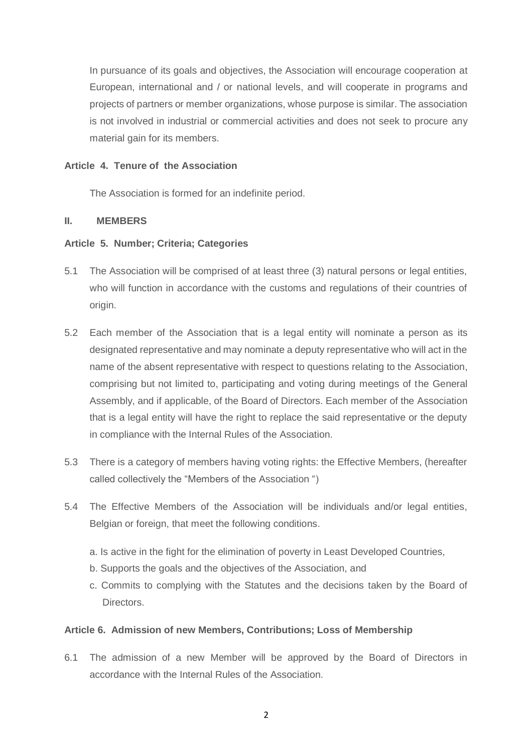In pursuance of its goals and objectives, the Association will encourage cooperation at European, international and / or national levels, and will cooperate in programs and projects of partners or member organizations, whose purpose is similar. The association is not involved in industrial or commercial activities and does not seek to procure any material gain for its members.

**Article 4. Tenure of the Association**

The Association is formed for an indefinite period.

**II. MEMBERS**

**Article 5. Number; Criteria; Categories**

5.1 The Association will be comprised of at least three (3) natural persons or legal entities, who will function in accordance with the customs and regulations of their countries of origin.

5.2 Each member of the Association that is a legal entity will nominate a person as its designated representative and may nominate a deputy representative who will act in the name of the absent representative with respect to questions relating to the Association, comprising but not limited to, participating and voting during meetings of the General Assembly, and if applicable, of the Board of Directors. Each member of the Association that is a legal entity will have the right to replace the said representative or the deputy in compliance with the Internal Rules of the Association.

5.3 There is a category of members having voting rights: the Effective Members, (hereafter called collectively the "Members of the Association ")

5.4 The Effective Members of the Association will be individuals and/or legal entities, Belgian or foreign, that meet the following conditions.

a. Is active in the fight for the elimination of poverty in Least Developed Countries,
b. Supports the goals and the objectives of the Association, and
c. Commits to complying with the Statutes and the decisions taken by the Board of Directors.

**Article 6. Admission of new Members, Contributions; Loss of Membership**

6.1 The admission of a new Member will be approved by the Board of Directors in accordance with the Internal Rules of the Association.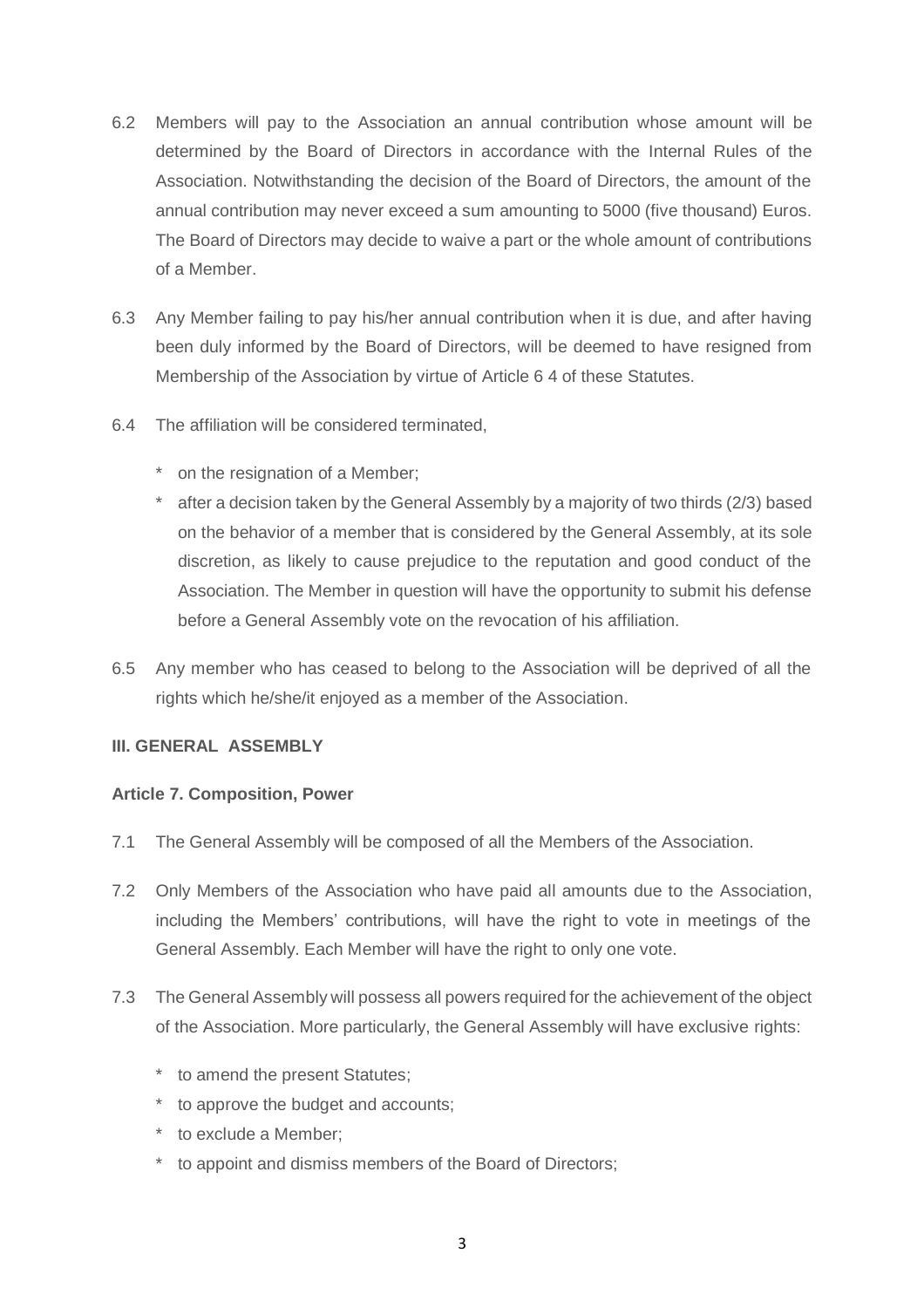6.2 Members will pay to the Association an annual contribution whose amount will be determined by the Board of Directors in accordance with the Internal Rules of the Association. Notwithstanding the decision of the Board of Directors, the amount of the annual contribution may never exceed a sum amounting to 5000 (five thousand) Euros. The Board of Directors may decide to waive a part or the whole amount of contributions of a Member.

6.3 Any Member failing to pay his/her annual contribution when it is due, and after having been duly informed by the Board of Directors, will be deemed to have resigned from Membership of the Association by virtue of Article 6 4 of these Statutes.

6.4 The affiliation will be considered terminated,

- on the resignation of a Member;
- after a decision taken by the General Assembly by a majority of two thirds (2/3) based on the behavior of a member that is considered by the General Assembly, at its sole discretion, as likely to cause prejudice to the reputation and good conduct of the Association. The Member in question will have the opportunity to submit his defense before a General Assembly vote on the revocation of his affiliation.

6.5 Any member who has ceased to belong to the Association will be deprived of all the rights which he/she/it enjoyed as a member of the Association.

## III. GENERAL ASSEMBLY

### Article 7. Composition, Power

7.1 The General Assembly will be composed of all the Members of the Association.

7.2 Only Members of the Association who have paid all amounts due to the Association, including the Members' contributions, will have the right to vote in meetings of the General Assembly. Each Member will have the right to only one vote.

7.3 The General Assembly will possess all powers required for the achievement of the object of the Association. More particularly, the General Assembly will have exclusive rights:

- to amend the present Statutes;
- to approve the budget and accounts;
- to exclude a Member;
- to appoint and dismiss members of the Board of Directors;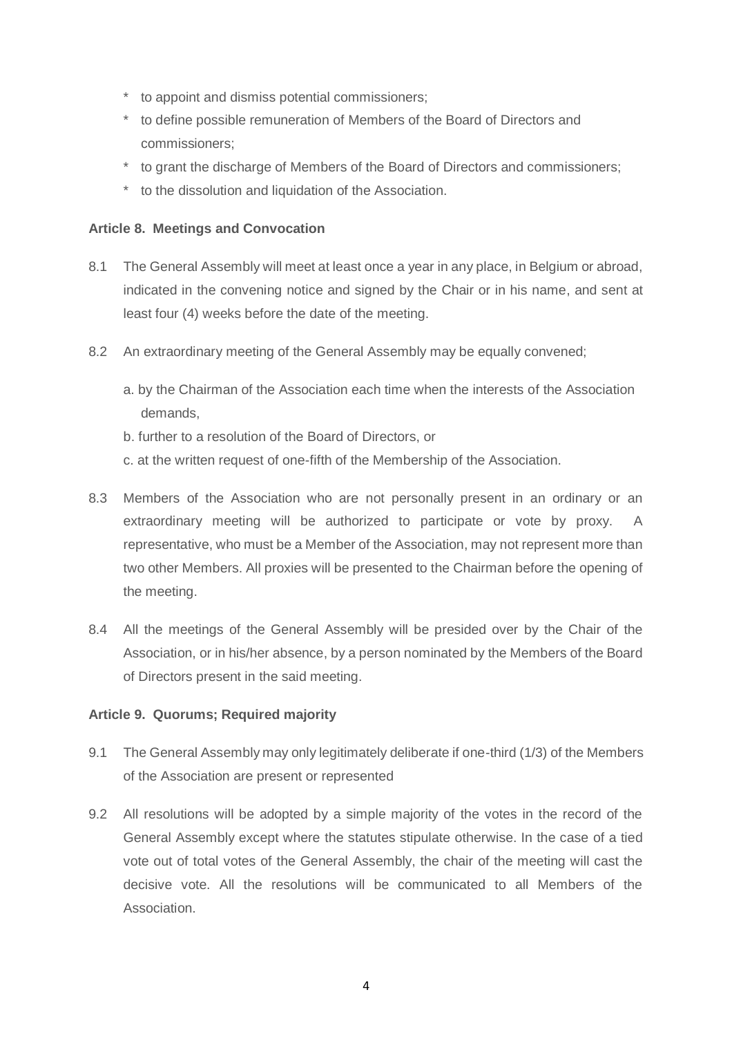* to appoint and dismiss potential commissioners;
* to define possible remuneration of Members of the Board of Directors and commissioners;
* to grant the discharge of Members of the Board of Directors and commissioners;
* to the dissolution and liquidation of the Association.

**Article 8. Meetings and Convocation**

8.1 The General Assembly will meet at least once a year in any place, in Belgium or abroad, indicated in the convening notice and signed by the Chair or in his name, and sent at least four (4) weeks before the date of the meeting.

8.2 An extraordinary meeting of the General Assembly may be equally convened;

a. by the Chairman of the Association each time when the interests of the Association demands,

b. further to a resolution of the Board of Directors, or

c. at the written request of one-fifth of the Membership of the Association.

8.3 Members of the Association who are not personally present in an ordinary or an extraordinary meeting will be authorized to participate or vote by proxy. A representative, who must be a Member of the Association, may not represent more than two other Members. All proxies will be presented to the Chairman before the opening of the meeting.

8.4 All the meetings of the General Assembly will be presided over by the Chair of the Association, or in his/her absence, by a person nominated by the Members of the Board of Directors present in the said meeting.

**Article 9. Quorums; Required majority**

9.1 The General Assembly may only legitimately deliberate if one-third (1/3) of the Members of the Association are present or represented

9.2 All resolutions will be adopted by a simple majority of the votes in the record of the General Assembly except where the statutes stipulate otherwise. In the case of a tied vote out of total votes of the General Assembly, the chair of the meeting will cast the decisive vote. All the resolutions will be communicated to all Members of the Association.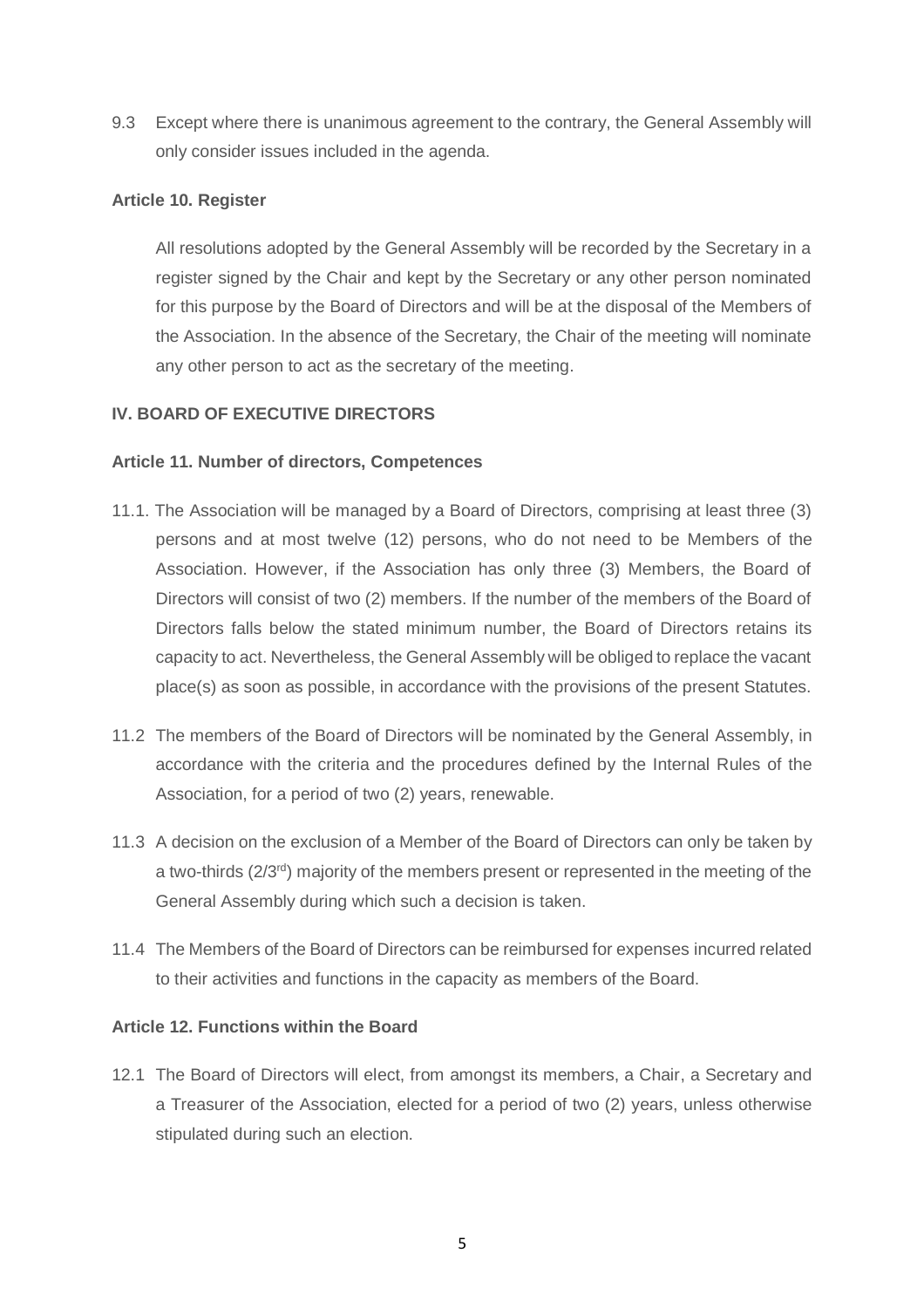9.3 Except where there is unanimous agreement to the contrary, the General Assembly will only consider issues included in the agenda.

**Article 10. Register**

All resolutions adopted by the General Assembly will be recorded by the Secretary in a register signed by the Chair and kept by the Secretary or any other person nominated for this purpose by the Board of Directors and will be at the disposal of the Members of the Association. In the absence of the Secretary, the Chair of the meeting will nominate any other person to act as the secretary of the meeting.

## IV. BOARD OF EXECUTIVE DIRECTORS

**Article 11. Number of directors, Competences**

11.1. The Association will be managed by a Board of Directors, comprising at least three (3) persons and at most twelve (12) persons, who do not need to be Members of the Association. However, if the Association has only three (3) Members, the Board of Directors will consist of two (2) members. If the number of the members of the Board of Directors falls below the stated minimum number, the Board of Directors retains its capacity to act. Nevertheless, the General Assembly will be obliged to replace the vacant place(s) as soon as possible, in accordance with the provisions of the present Statutes.

11.2 The members of the Board of Directors will be nominated by the General Assembly, in accordance with the criteria and the procedures defined by the Internal Rules of the Association, for a period of two (2) years, renewable.

11.3 A decision on the exclusion of a Member of the Board of Directors can only be taken by a two-thirds (2/3rd) majority of the members present or represented in the meeting of the General Assembly during which such a decision is taken.

11.4 The Members of the Board of Directors can be reimbursed for expenses incurred related to their activities and functions in the capacity as members of the Board.

**Article 12. Functions within the Board**

12.1 The Board of Directors will elect, from amongst its members, a Chair, a Secretary and a Treasurer of the Association, elected for a period of two (2) years, unless otherwise stipulated during such an election.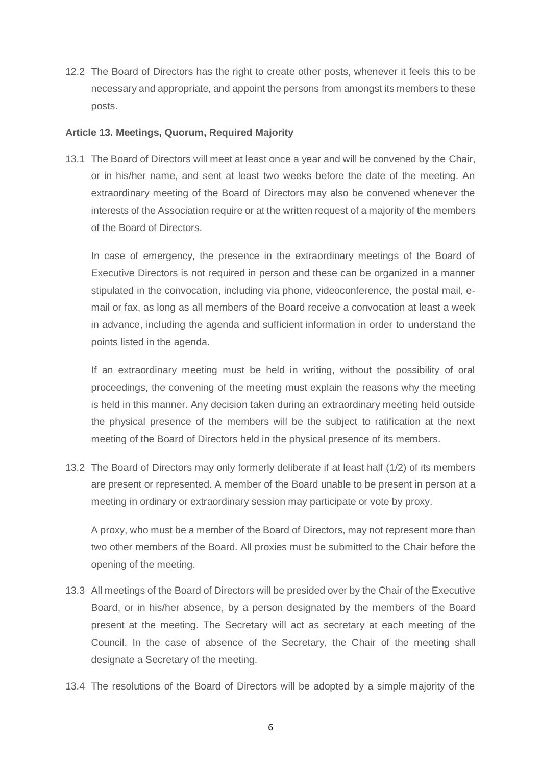12.2 The Board of Directors has the right to create other posts, whenever it feels this to be necessary and appropriate, and appoint the persons from amongst its members to these posts.

**Article 13. Meetings, Quorum, Required Majority**

13.1 The Board of Directors will meet at least once a year and will be convened by the Chair, or in his/her name, and sent at least two weeks before the date of the meeting. An extraordinary meeting of the Board of Directors may also be convened whenever the interests of the Association require or at the written request of a majority of the members of the Board of Directors.

In case of emergency, the presence in the extraordinary meetings of the Board of Executive Directors is not required in person and these can be organized in a manner stipulated in the convocation, including via phone, videoconference, the postal mail, e-mail or fax, as long as all members of the Board receive a convocation at least a week in advance, including the agenda and sufficient information in order to understand the points listed in the agenda.

If an extraordinary meeting must be held in writing, without the possibility of oral proceedings, the convening of the meeting must explain the reasons why the meeting is held in this manner. Any decision taken during an extraordinary meeting held outside the physical presence of the members will be the subject to ratification at the next meeting of the Board of Directors held in the physical presence of its members.

13.2 The Board of Directors may only formerly deliberate if at least half (1/2) of its members are present or represented. A member of the Board unable to be present in person at a meeting in ordinary or extraordinary session may participate or vote by proxy.

A proxy, who must be a member of the Board of Directors, may not represent more than two other members of the Board. All proxies must be submitted to the Chair before the opening of the meeting.

13.3 All meetings of the Board of Directors will be presided over by the Chair of the Executive Board, or in his/her absence, by a person designated by the members of the Board present at the meeting. The Secretary will act as secretary at each meeting of the Council. In the case of absence of the Secretary, the Chair of the meeting shall designate a Secretary of the meeting.

13.4 The resolutions of the Board of Directors will be adopted by a simple majority of the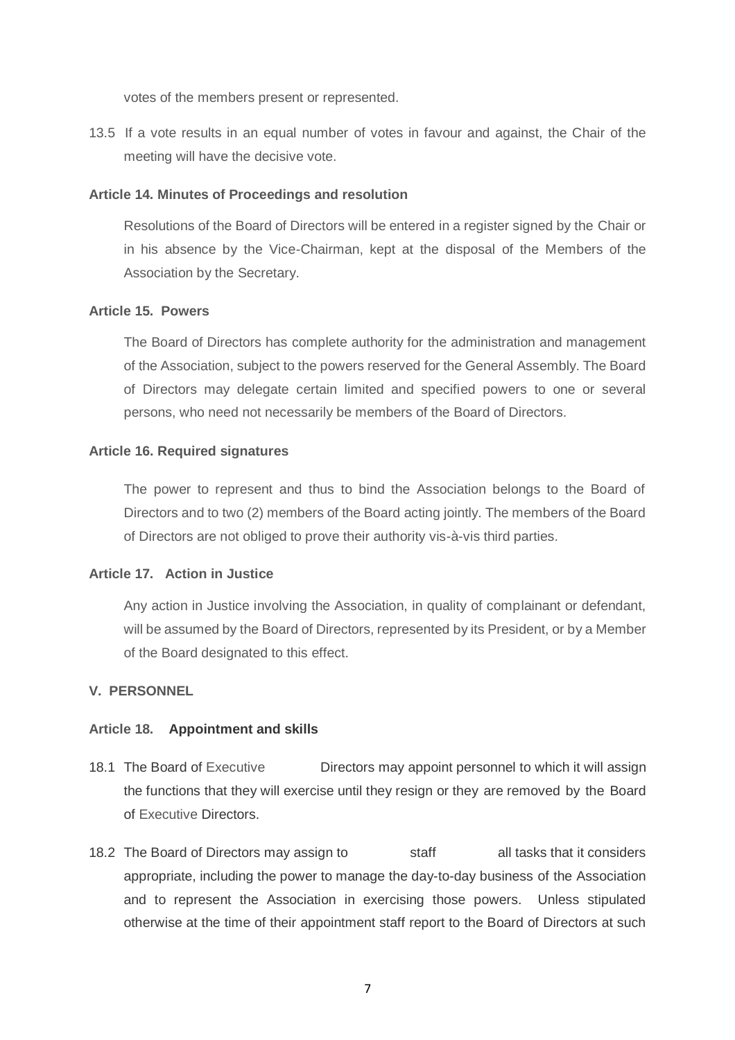votes of the members present or represented.

13.5 If a vote results in an equal number of votes in favour and against, the Chair of the meeting will have the decisive vote.

**Article 14. Minutes of Proceedings and resolution**

Resolutions of the Board of Directors will be entered in a register signed by the Chair or in his absence by the Vice-Chairman, kept at the disposal of the Members of the Association by the Secretary.

**Article 15. Powers**

The Board of Directors has complete authority for the administration and management of the Association, subject to the powers reserved for the General Assembly. The Board of Directors may delegate certain limited and specified powers to one or several persons, who need not necessarily be members of the Board of Directors.

**Article 16. Required signatures**

The power to represent and thus to bind the Association belongs to the Board of Directors and to two (2) members of the Board acting jointly. The members of the Board of Directors are not obliged to prove their authority vis-à-vis third parties.

**Article 17. Action in Justice**

Any action in Justice involving the Association, in quality of complainant or defendant, will be assumed by the Board of Directors, represented by its President, or by a Member of the Board designated to this effect.

**V. PERSONNEL**

**Article 18. Appointment and skills**

18.1 The Board of Executive Directors may appoint personnel to which it will assign the functions that they will exercise until they resign or they are removed by the Board of Executive Directors.

18.2 The Board of Directors may assign to staff all tasks that it considers appropriate, including the power to manage the day-to-day business of the Association and to represent the Association in exercising those powers. Unless stipulated otherwise at the time of their appointment staff report to the Board of Directors at such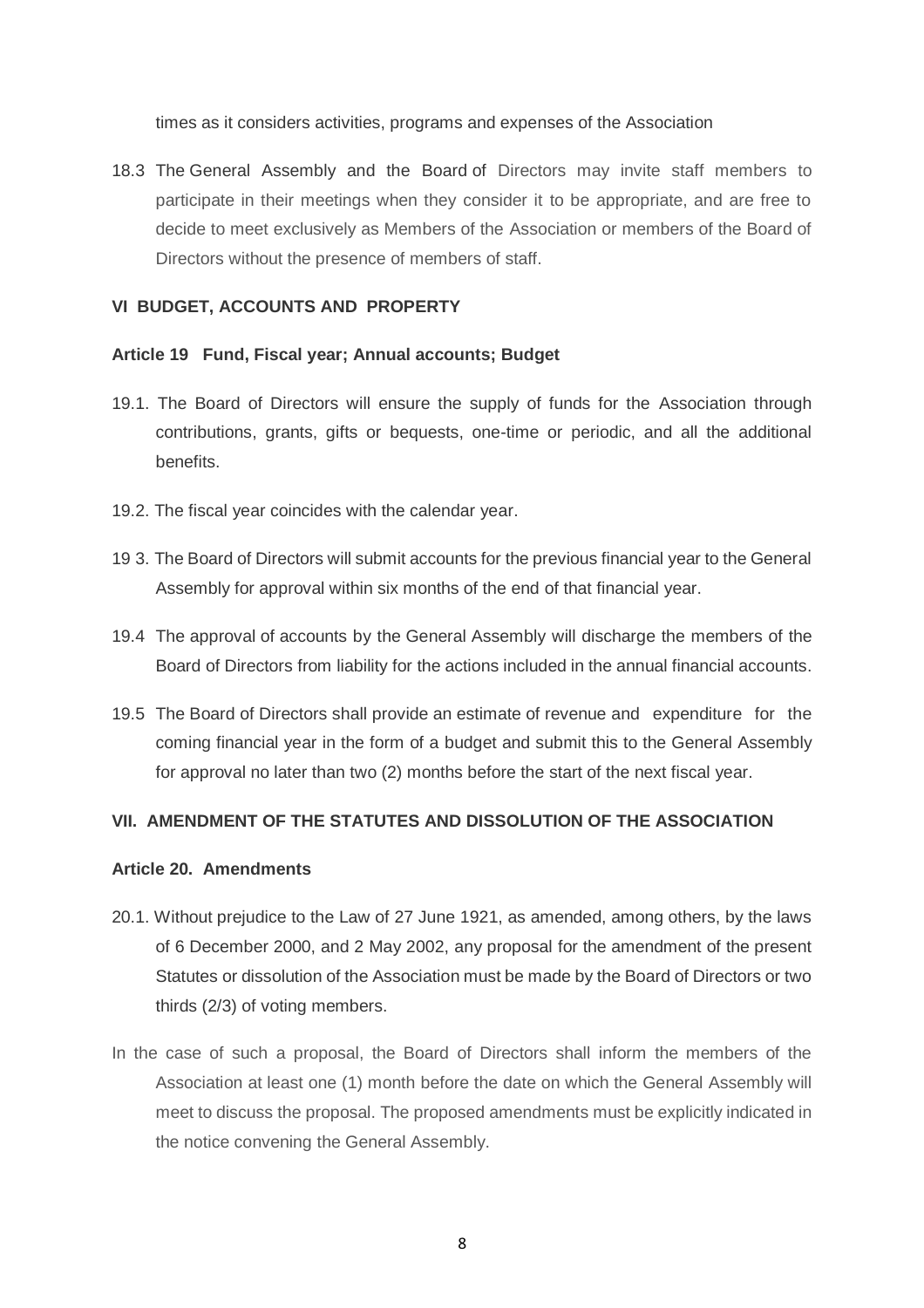times as it considers activities, programs and expenses of the Association

18.3 The General Assembly and the Board of Directors may invite staff members to participate in their meetings when they consider it to be appropriate, and are free to decide to meet exclusively as Members of the Association or members of the Board of Directors without the presence of members of staff.

## VI BUDGET, ACCOUNTS AND PROPERTY

### Article 19 Fund, Fiscal year; Annual accounts; Budget

19.1. The Board of Directors will ensure the supply of funds for the Association through contributions, grants, gifts or bequests, one-time or periodic, and all the additional benefits.

19.2. The fiscal year coincides with the calendar year.

19 3. The Board of Directors will submit accounts for the previous financial year to the General Assembly for approval within six months of the end of that financial year.

19.4 The approval of accounts by the General Assembly will discharge the members of the Board of Directors from liability for the actions included in the annual financial accounts.

19.5 The Board of Directors shall provide an estimate of revenue and expenditure for the coming financial year in the form of a budget and submit this to the General Assembly for approval no later than two (2) months before the start of the next fiscal year.

## VII. AMENDMENT OF THE STATUTES AND DISSOLUTION OF THE ASSOCIATION

### Article 20. Amendments

20.1. Without prejudice to the Law of 27 June 1921, as amended, among others, by the laws of 6 December 2000, and 2 May 2002, any proposal for the amendment of the present Statutes or dissolution of the Association must be made by the Board of Directors or two thirds (2/3) of voting members.

In the case of such a proposal, the Board of Directors shall inform the members of the Association at least one (1) month before the date on which the General Assembly will meet to discuss the proposal. The proposed amendments must be explicitly indicated in the notice convening the General Assembly.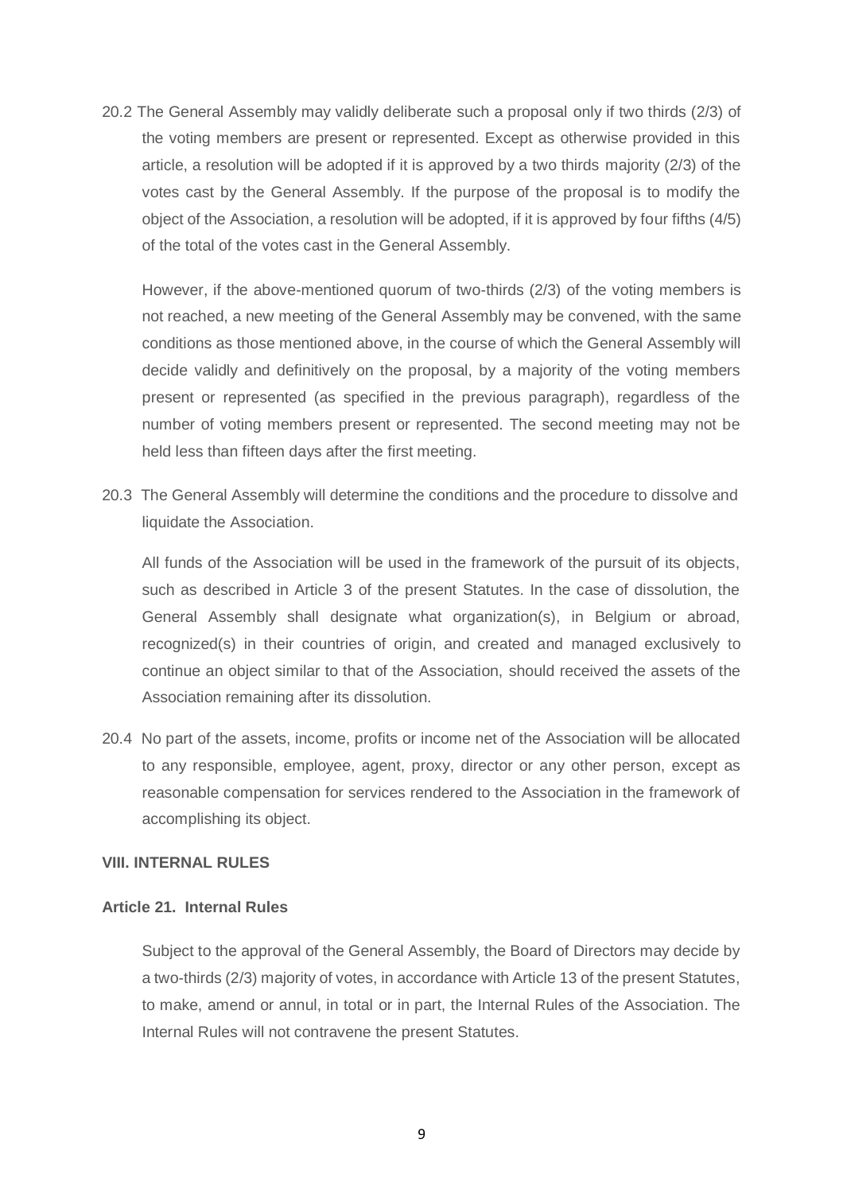20.2 The General Assembly may validly deliberate such a proposal only if two thirds (2/3) of the voting members are present or represented. Except as otherwise provided in this article, a resolution will be adopted if it is approved by a two thirds majority (2/3) of the votes cast by the General Assembly. If the purpose of the proposal is to modify the object of the Association, a resolution will be adopted, if it is approved by four fifths (4/5) of the total of the votes cast in the General Assembly.

However, if the above-mentioned quorum of two-thirds (2/3) of the voting members is not reached, a new meeting of the General Assembly may be convened, with the same conditions as those mentioned above, in the course of which the General Assembly will decide validly and definitively on the proposal, by a majority of the voting members present or represented (as specified in the previous paragraph), regardless of the number of voting members present or represented. The second meeting may not be held less than fifteen days after the first meeting.

20.3 The General Assembly will determine the conditions and the procedure to dissolve and liquidate the Association.

All funds of the Association will be used in the framework of the pursuit of its objects, such as described in Article 3 of the present Statutes. In the case of dissolution, the General Assembly shall designate what organization(s), in Belgium or abroad, recognized(s) in their countries of origin, and created and managed exclusively to continue an object similar to that of the Association, should received the assets of the Association remaining after its dissolution.

20.4 No part of the assets, income, profits or income net of the Association will be allocated to any responsible, employee, agent, proxy, director or any other person, except as reasonable compensation for services rendered to the Association in the framework of accomplishing its object.

## VIII. INTERNAL RULES

### Article 21. Internal Rules

Subject to the approval of the General Assembly, the Board of Directors may decide by a two-thirds (2/3) majority of votes, in accordance with Article 13 of the present Statutes, to make, amend or annul, in total or in part, the Internal Rules of the Association. The Internal Rules will not contravene the present Statutes.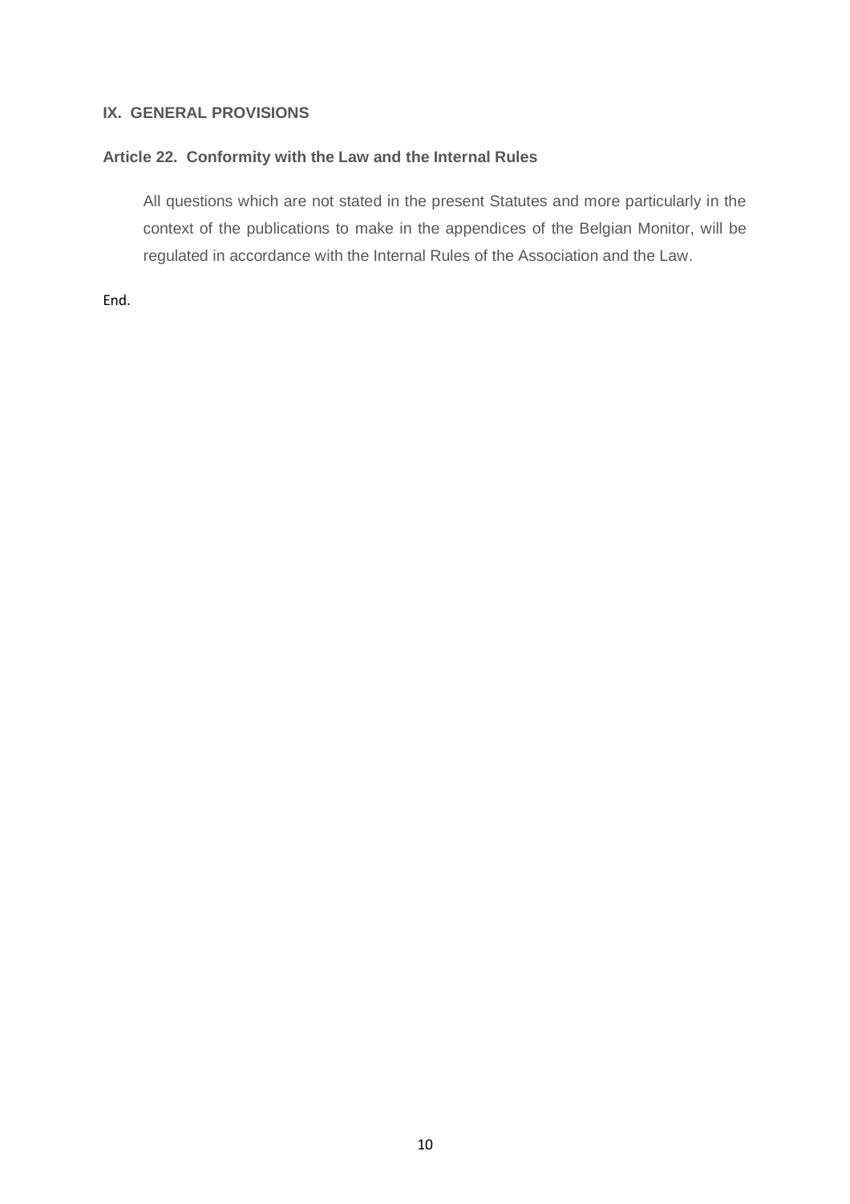## IX. GENERAL PROVISIONS

### Article 22. Conformity with the Law and the Internal Rules

All questions which are not stated in the present Statutes and more particularly in the context of the publications to make in the appendices of the Belgian Monitor, will be regulated in accordance with the Internal Rules of the Association and the Law.

End.